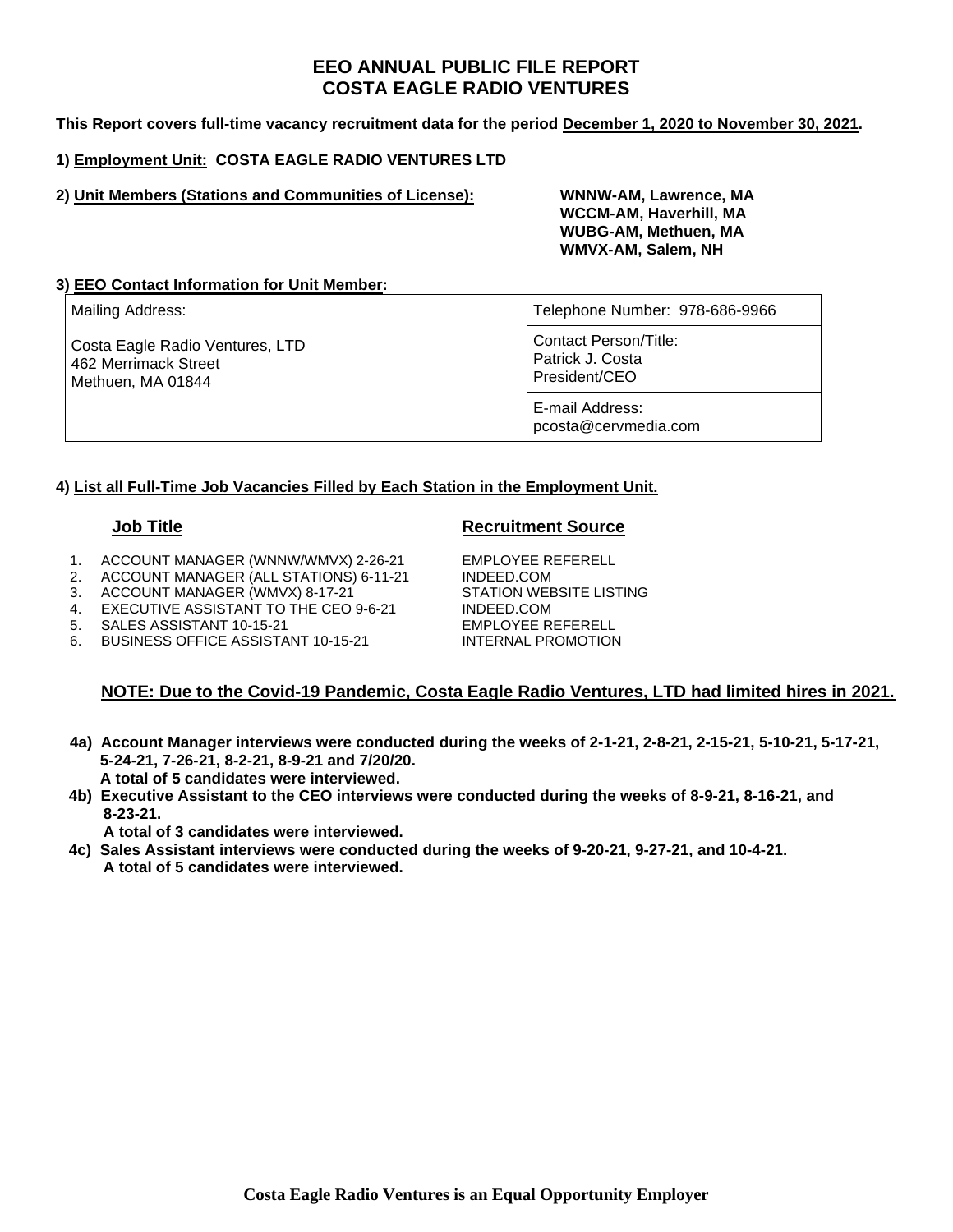# EEO ANNUAL PUBLIC FILE REPORT
# COSTA EAGLE RADIO VENTURES

**This Report covers full-time vacancy recruitment data for the period December 1, 2020 to November 30, 2021.**

**1) Employment Unit: COSTA EAGLE RADIO VENTURES LTD**

**2) Unit Members (Stations and Communities of License):**

**WNNW-AM, Lawrence, MA**
**WCCM-AM, Haverhill, MA**
**WUBG-AM, Methuen, MA**
**WMVX-AM, Salem, NH**

**3) EEO Contact Information for Unit Member:**

| Mailing Address: | Telephone Number: 978-686-9966 |
|---|---|
| Costa Eagle Radio Ventures, LTD<br>462 Merrimack Street<br>Methuen, MA 01844 | Contact Person/Title:<br>Patrick J. Costa<br>President/CEO |
| | E-mail Address:<br>pcosta@cervmedia.com |

**4) List all Full-Time Job Vacancies Filled by Each Station in the Employment Unit.**

| | Job Title | Recruitment Source |
|---|---|---|
| 1. | ACCOUNT MANAGER (WNNW/WMVX) 2-26-21 | EMPLOYEE REFERELL |
| 2. | ACCOUNT MANAGER (ALL STATIONS) 6-11-21 | INDEED.COM |
| 3. | ACCOUNT MANAGER (WMVX) 8-17-21 | STATION WEBSITE LISTING |
| 4. | EXECUTIVE ASSISTANT TO THE CEO 9-6-21 | INDEED.COM |
| 5. | SALES ASSISTANT 10-15-21 | EMPLOYEE REFERELL |
| 6. | BUSINESS OFFICE ASSISTANT 10-15-21 | INTERNAL PROMOTION |

**NOTE: Due to the Covid-19 Pandemic, Costa Eagle Radio Ventures, LTD had limited hires in 2021.**

**4a) Account Manager interviews were conducted during the weeks of 2-1-21, 2-8-21, 2-15-21, 5-10-21, 5-17-21, 5-24-21, 7-26-21, 8-2-21, 8-9-21 and 7/20/20.**
**A total of 5 candidates were interviewed.**

**4b) Executive Assistant to the CEO interviews were conducted during the weeks of 8-9-21, 8-16-21, and 8-23-21.**
**A total of 3 candidates were interviewed.**

**4c) Sales Assistant interviews were conducted during the weeks of 9-20-21, 9-27-21, and 10-4-21.**
**A total of 5 candidates were interviewed.**

**Costa Eagle Radio Ventures is an Equal Opportunity Employer**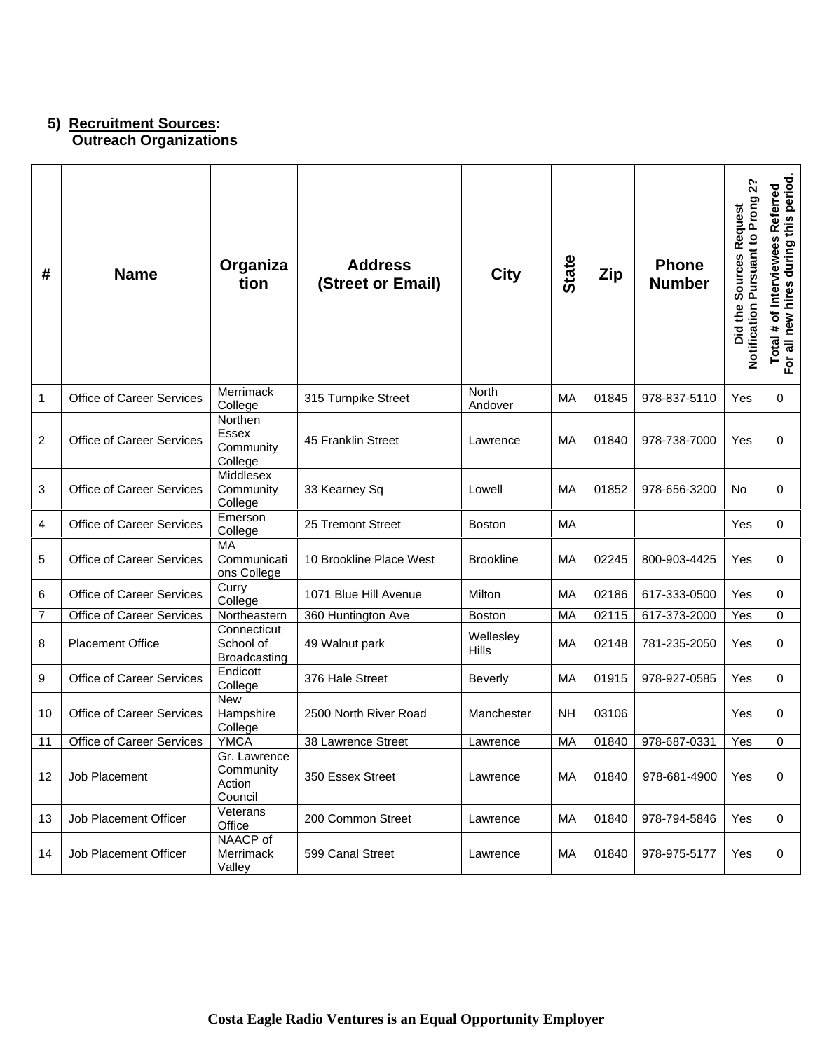**5) Recruitment Sources:**
**Outreach Organizations**

| # | Name | Organization | Address (Street or Email) | City | State | Zip | Phone Number | Did the Sources Request Notification Pursuant to Prong 2? | Total # of Interviewees Referred For all new hires during this period. |
|---|---|---|---|---|---|---|---|---|---|
| 1 | Office of Career Services | Merrimack College | 315 Turnpike Street | North Andover | MA | 01845 | 978-837-5110 | Yes | 0 |
| 2 | Office of Career Services | Northen Essex Community College | 45 Franklin Street | Lawrence | MA | 01840 | 978-738-7000 | Yes | 0 |
| 3 | Office of Career Services | Middlesex Community College | 33 Kearney Sq | Lowell | MA | 01852 | 978-656-3200 | No | 0 |
| 4 | Office of Career Services | Emerson College | 25 Tremont Street | Boston | MA | | | Yes | 0 |
| 5 | Office of Career Services | MA Communications College | 10 Brookline Place West | Brookline | MA | 02245 | 800-903-4425 | Yes | 0 |
| 6 | Office of Career Services | Curry College | 1071 Blue Hill Avenue | Milton | MA | 02186 | 617-333-0500 | Yes | 0 |
| 7 | Office of Career Services | Northeastern | 360 Huntington Ave | Boston | MA | 02115 | 617-373-2000 | Yes | 0 |
| 8 | Placement Office | Connecticut School of Broadcasting | 49 Walnut park | Wellesley Hills | MA | 02148 | 781-235-2050 | Yes | 0 |
| 9 | Office of Career Services | Endicott College | 376 Hale Street | Beverly | MA | 01915 | 978-927-0585 | Yes | 0 |
| 10 | Office of Career Services | New Hampshire College | 2500 North River Road | Manchester | NH | 03106 | | Yes | 0 |
| 11 | Office of Career Services | YMCA | 38 Lawrence Street | Lawrence | MA | 01840 | 978-687-0331 | Yes | 0 |
| 12 | Job Placement | Gr. Lawrence Community Action Council | 350 Essex Street | Lawrence | MA | 01840 | 978-681-4900 | Yes | 0 |
| 13 | Job Placement Officer | Veterans Office | 200 Common Street | Lawrence | MA | 01840 | 978-794-5846 | Yes | 0 |
| 14 | Job Placement Officer | NAACP of Merrimack Valley | 599 Canal Street | Lawrence | MA | 01840 | 978-975-5177 | Yes | 0 |

**Costa Eagle Radio Ventures is an Equal Opportunity Employer**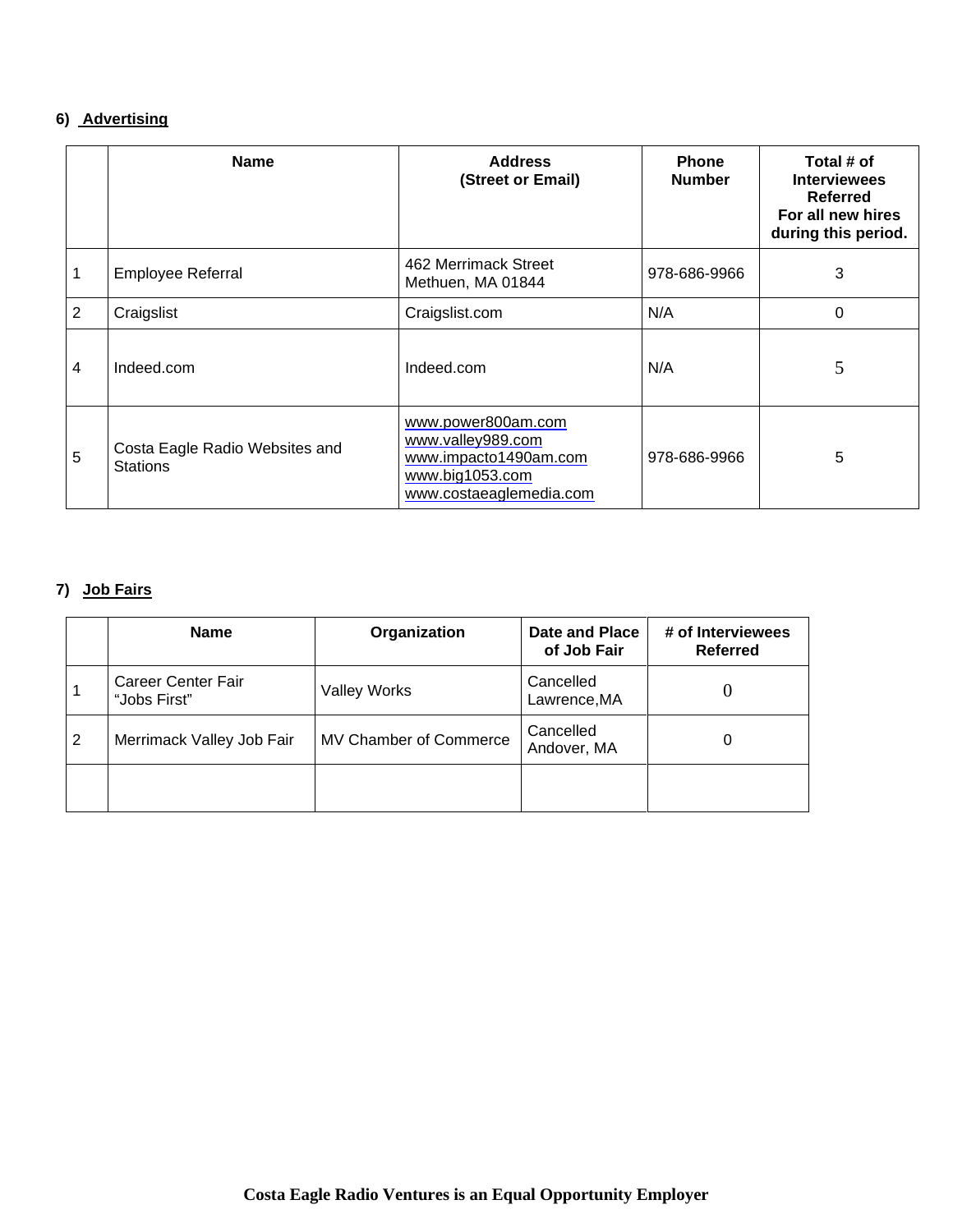**6) Advertising**

| | Name | Address (Street or Email) | Phone Number | Total # of Interviewees Referred For all new hires during this period. |
|---|---|---|---|---|
| 1 | Employee Referral | 462 Merrimack Street Methuen, MA 01844 | 978-686-9966 | 3 |
| 2 | Craigslist | Craigslist.com | N/A | 0 |
| 4 | Indeed.com | Indeed.com | N/A | 5 |
| 5 | Costa Eagle Radio Websites and Stations | www.power800am.com www.valley989.com www.impacto1490am.com www.big1053.com www.costaeaglemedia.com | 978-686-9966 | 5 |

**7) Job Fairs**

| | Name | Organization | Date and Place of Job Fair | # of Interviewees Referred |
|---|---|---|---|---|
| 1 | Career Center Fair "Jobs First" | Valley Works | Cancelled Lawrence,MA | 0 |
| 2 | Merrimack Valley Job Fair | MV Chamber of Commerce | Cancelled Andover, MA | 0 |
| | | | | |

**Costa Eagle Radio Ventures is an Equal Opportunity Employer**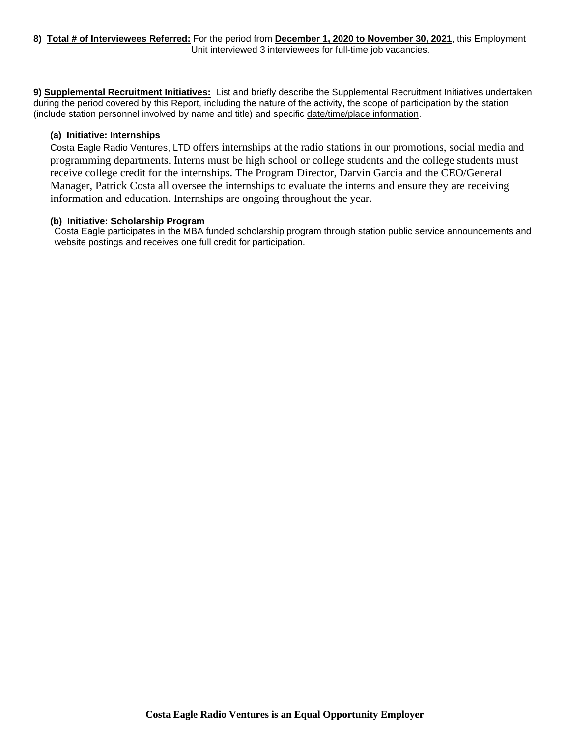**8) Total # of Interviewees Referred:** For the period from **December 1, 2020 to November 30, 2021**, this Employment Unit interviewed 3 interviewees for full-time job vacancies.

**9) Supplemental Recruitment Initiatives:** List and briefly describe the Supplemental Recruitment Initiatives undertaken during the period covered by this Report, including the nature of the activity, the scope of participation by the station (include station personnel involved by name and title) and specific date/time/place information.

**(a) Initiative: Internships**

Costa Eagle Radio Ventures, LTD offers internships at the radio stations in our promotions, social media and programming departments. Interns must be high school or college students and the college students must receive college credit for the internships. The Program Director, Darvin Garcia and the CEO/General Manager, Patrick Costa all oversee the internships to evaluate the interns and ensure they are receiving information and education. Internships are ongoing throughout the year.

**(b) Initiative: Scholarship Program**

Costa Eagle participates in the MBA funded scholarship program through station public service announcements and website postings and receives one full credit for participation.

**Costa Eagle Radio Ventures is an Equal Opportunity Employer**